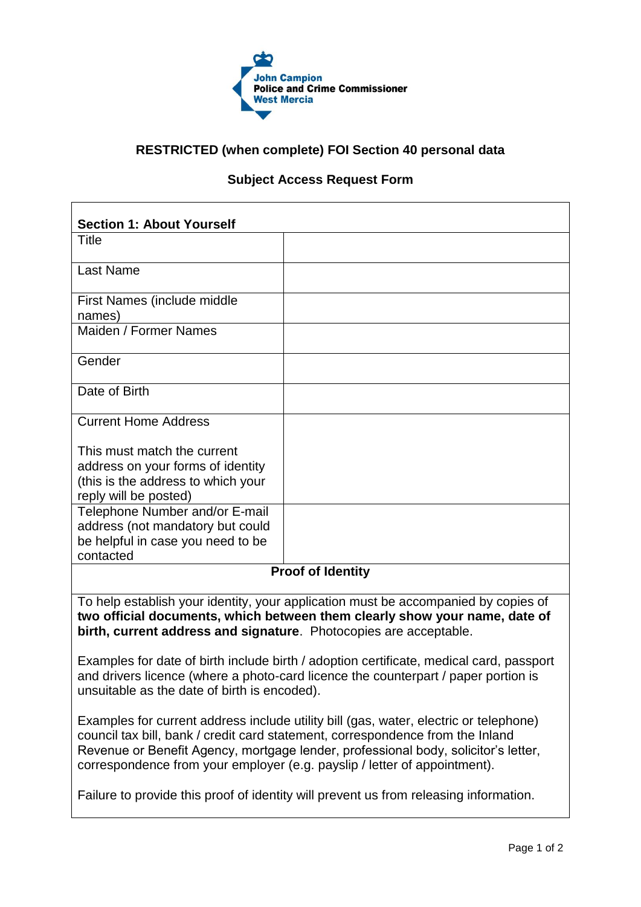John Campion
Police and Crime Commissioner
West Mercia

**RESTRICTED (when complete) FOI Section 40 personal data**

## Subject Access Request Form

| **Section 1: About Yourself** | |
|---|---|
| Title | |
| Last Name | |
| First Names (include middle names) | |
| Maiden / Former Names | |
| Gender | |
| Date of Birth | |
| Current Home Address<br><br>This must match the current address on your forms of identity (this is the address to which your reply will be posted) | |
| Telephone Number and/or E-mail address (not mandatory but could be helpful in case you need to be contacted | |

### Proof of Identity

To help establish your identity, your application must be accompanied by copies of **two official documents, which between them clearly show your name, date of birth, current address and signature**. Photocopies are acceptable.

Examples for date of birth include birth / adoption certificate, medical card, passport and drivers licence (where a photo-card licence the counterpart / paper portion is unsuitable as the date of birth is encoded).

Examples for current address include utility bill (gas, water, electric or telephone) council tax bill, bank / credit card statement, correspondence from the Inland Revenue or Benefit Agency, mortgage lender, professional body, solicitor's letter, correspondence from your employer (e.g. payslip / letter of appointment).

Failure to provide this proof of identity will prevent us from releasing information.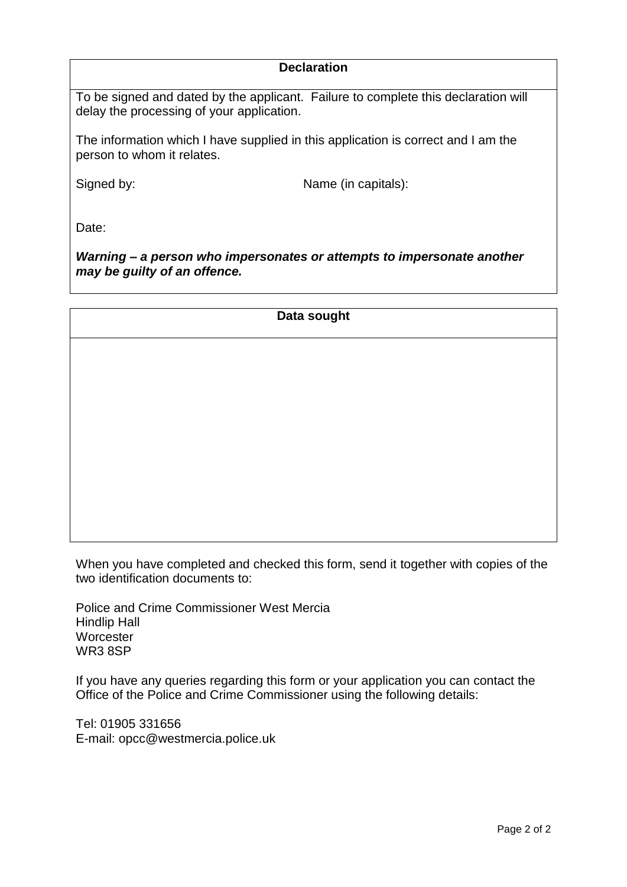## Declaration

To be signed and dated by the applicant. Failure to complete this declaration will delay the processing of your application.

The information which I have supplied in this application is correct and I am the person to whom it relates.

Signed by: Name (in capitals):

Date:

***Warning – a person who impersonates or attempts to impersonate another may be guilty of an offence.***

## Data sought

When you have completed and checked this form, send it together with copies of the two identification documents to:

Police and Crime Commissioner West Mercia
Hindlip Hall
Worcester
WR3 8SP

If you have any queries regarding this form or your application you can contact the Office of the Police and Crime Commissioner using the following details:

Tel: 01905 331656
E-mail: opcc@westmercia.police.uk